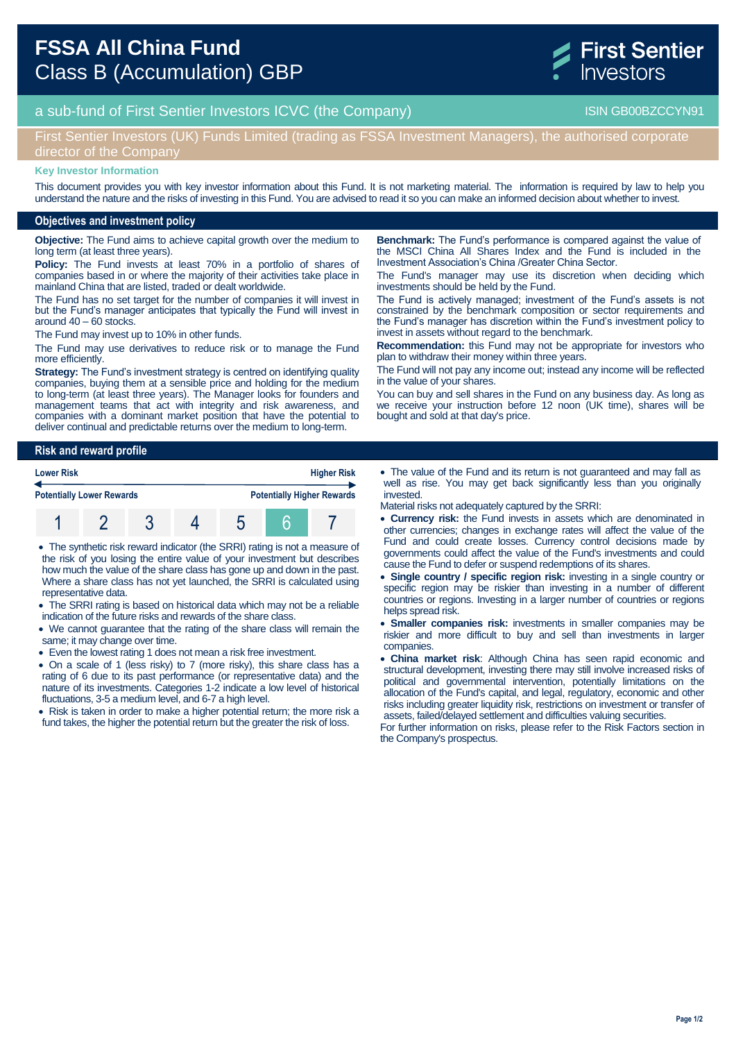# FSSA All China Fund
## Class B (Accumulation) GBP

First Sentier Investors

a sub-fund of First Sentier Investors ICVC (the Company) — ISIN GB00BZCCYN91

First Sentier Investors (UK) Funds Limited (trading as FSSA Investment Managers), the authorised corporate director of the Company

**Key Investor Information**

This document provides you with key investor information about this Fund. It is not marketing material. The information is required by law to help you understand the nature and the risks of investing in this Fund. You are advised to read it so you can make an informed decision about whether to invest.

## Objectives and investment policy

**Objective:** The Fund aims to achieve capital growth over the medium to long term (at least three years).

**Policy:** The Fund invests at least 70% in a portfolio of shares of companies based in or where the majority of their activities take place in mainland China that are listed, traded or dealt worldwide.

The Fund has no set target for the number of companies it will invest in but the Fund's manager anticipates that typically the Fund will invest in around 40 – 60 stocks.

The Fund may invest up to 10% in other funds.

The Fund may use derivatives to reduce risk or to manage the Fund more efficiently.

**Strategy:** The Fund's investment strategy is centred on identifying quality companies, buying them at a sensible price and holding for the medium to long-term (at least three years). The Manager looks for founders and management teams that act with integrity and risk awareness, and companies with a dominant market position that have the potential to deliver continual and predictable returns over the medium to long-term.

**Benchmark:** The Fund's performance is compared against the value of the MSCI China All Shares Index and the Fund is included in the Investment Association's China /Greater China Sector.

The Fund's manager may use its discretion when deciding which investments should be held by the Fund.

The Fund is actively managed; investment of the Fund's assets is not constrained by the benchmark composition or sector requirements and the Fund's manager has discretion within the Fund's investment policy to invest in assets without regard to the benchmark.

**Recommendation:** this Fund may not be appropriate for investors who plan to withdraw their money within three years.

The Fund will not pay any income out; instead any income will be reflected in the value of your shares.

You can buy and sell shares in the Fund on any business day. As long as we receive your instruction before 12 noon (UK time), shares will be bought and sold at that day's price.

## Risk and reward profile

| Lower Risk | | | | | | Higher Risk |
|---|---|---|---|---|---|---|
| Potentially Lower Rewards | | | | | | Potentially Higher Rewards |
| 1 | 2 | 3 | 4 | 5 | **6** | 7 |

- The synthetic risk reward indicator (the SRRI) rating is not a measure of the risk of you losing the entire value of your investment but describes how much the value of the share class has gone up and down in the past. Where a share class has not yet launched, the SRRI is calculated using representative data.
- The SRRI rating is based on historical data which may not be a reliable indication of the future risks and rewards of the share class.
- We cannot guarantee that the rating of the share class will remain the same; it may change over time.
- Even the lowest rating 1 does not mean a risk free investment.
- On a scale of 1 (less risky) to 7 (more risky), this share class has a rating of 6 due to its past performance (or representative data) and the nature of its investments. Categories 1-2 indicate a low level of historical fluctuations, 3-5 a medium level, and 6-7 a high level.
- Risk is taken in order to make a higher potential return; the more risk a fund takes, the higher the potential return but the greater the risk of loss.
- The value of the Fund and its return is not guaranteed and may fall as well as rise. You may get back significantly less than you originally invested.

Material risks not adequately captured by the SRRI:

- **Currency risk:** the Fund invests in assets which are denominated in other currencies; changes in exchange rates will affect the value of the Fund and could create losses. Currency control decisions made by governments could affect the value of the Fund's investments and could cause the Fund to defer or suspend redemptions of its shares.
- **Single country / specific region risk:** investing in a single country or specific region may be riskier than investing in a number of different countries or regions. Investing in a larger number of countries or regions helps spread risk.
- **Smaller companies risk:** investments in smaller companies may be riskier and more difficult to buy and sell than investments in larger companies.
- **China market risk**: Although China has seen rapid economic and structural development, investing there may still involve increased risks of political and governmental intervention, potentially limitations on the allocation of the Fund's capital, and legal, regulatory, economic and other risks including greater liquidity risk, restrictions on investment or transfer of assets, failed/delayed settlement and difficulties valuing securities.

For further information on risks, please refer to the Risk Factors section in the Company's prospectus.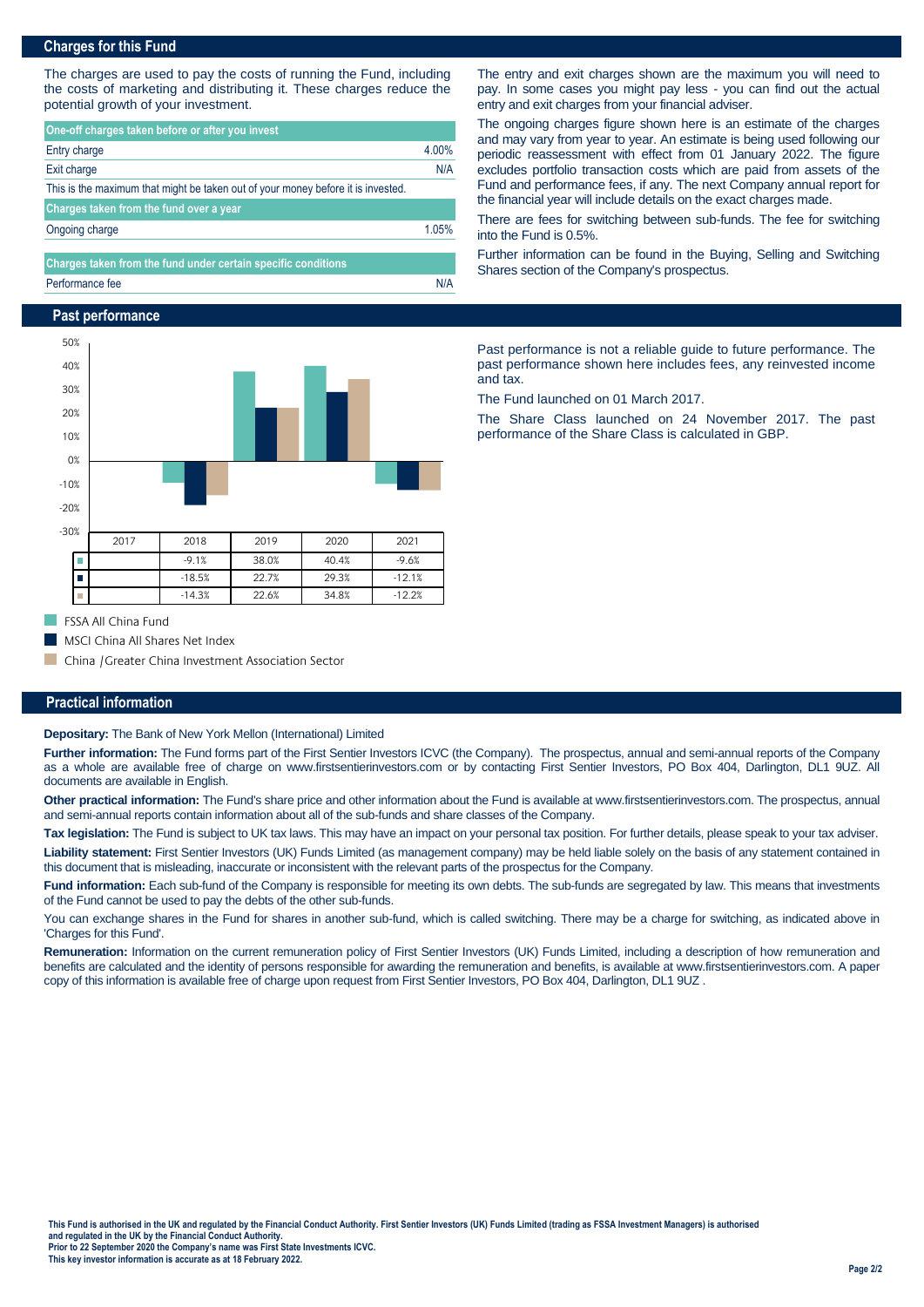## Charges for this Fund

The charges are used to pay the costs of running the Fund, including the costs of marketing and distributing it. These charges reduce the potential growth of your investment.

| One-off charges taken before or after you invest | |
|---|---|
| Entry charge | 4.00% |
| Exit charge | N/A |
| This is the maximum that might be taken out of your money before it is invested. | |
| **Charges taken from the fund over a year** | |
| Ongoing charge | 1.05% |
| **Charges taken from the fund under certain specific conditions** | |
| Performance fee | N/A |

The entry and exit charges shown are the maximum you will need to pay. In some cases you might pay less - you can find out the actual entry and exit charges from your financial adviser.

The ongoing charges figure shown here is an estimate of the charges and may vary from year to year. An estimate is being used following our periodic reassessment with effect from 01 January 2022. The figure excludes portfolio transaction costs which are paid from assets of the Fund and performance fees, if any. The next Company annual report for the financial year will include details on the exact charges made.

There are fees for switching between sub-funds. The fee for switching into the Fund is 0.5%.

Further information can be found in the Buying, Selling and Switching Shares section of the Company's prospectus.

## Past performance

50%
40%
30%
20%
10%
0%
-10%
-20%
-30%

2017 2018 2019 2020 2021

-9.1% 38.0% 40.4% -9.6%
-18.5% 22.7% 29.3% -12.1%
-14.3% 22.6% 34.8% -12.2%

FSSA All China Fund
MSCI China All Shares Net Index
China /Greater China Investment Association Sector

Past performance is not a reliable guide to future performance. The past performance shown here includes fees, any reinvested income and tax.

The Fund launched on 01 March 2017.

The Share Class launched on 24 November 2017. The past performance of the Share Class is calculated in GBP.

## Practical information

**Depositary:** The Bank of New York Mellon (International) Limited

**Further information:** The Fund forms part of the First Sentier Investors ICVC (the Company). The prospectus, annual and semi-annual reports of the Company as a whole are available free of charge on www.firstsentierinvestors.com or by contacting First Sentier Investors, PO Box 404, Darlington, DL1 9UZ. All documents are available in English.

**Other practical information:** The Fund's share price and other information about the Fund is available at www.firstsentierinvestors.com. The prospectus, annual and semi-annual reports contain information about all of the sub-funds and share classes of the Company.

**Tax legislation:** The Fund is subject to UK tax laws. This may have an impact on your personal tax position. For further details, please speak to your tax adviser.

**Liability statement:** First Sentier Investors (UK) Funds Limited (as management company) may be held liable solely on the basis of any statement contained in this document that is misleading, inaccurate or inconsistent with the relevant parts of the prospectus for the Company.

**Fund information:** Each sub-fund of the Company is responsible for meeting its own debts. The sub-funds are segregated by law. This means that investments of the Fund cannot be used to pay the debts of the other sub-funds.

You can exchange shares in the Fund for shares in another sub-fund, which is called switching. There may be a charge for switching, as indicated above in 'Charges for this Fund'.

**Remuneration:** Information on the current remuneration policy of First Sentier Investors (UK) Funds Limited, including a description of how remuneration and benefits are calculated and the identity of persons responsible for awarding the remuneration and benefits, is available at www.firstsentierinvestors.com. A paper copy of this information is available free of charge upon request from First Sentier Investors, PO Box 404, Darlington, DL1 9UZ .

**This Fund is authorised in the UK and regulated by the Financial Conduct Authority. First Sentier Investors (UK) Funds Limited (trading as FSSA Investment Managers) is authorised and regulated in the UK by the Financial Conduct Authority.**
**Prior to 22 September 2020 the Company's name was First State Investments ICVC.**
**This key investor information is accurate as at 18 February 2022.**